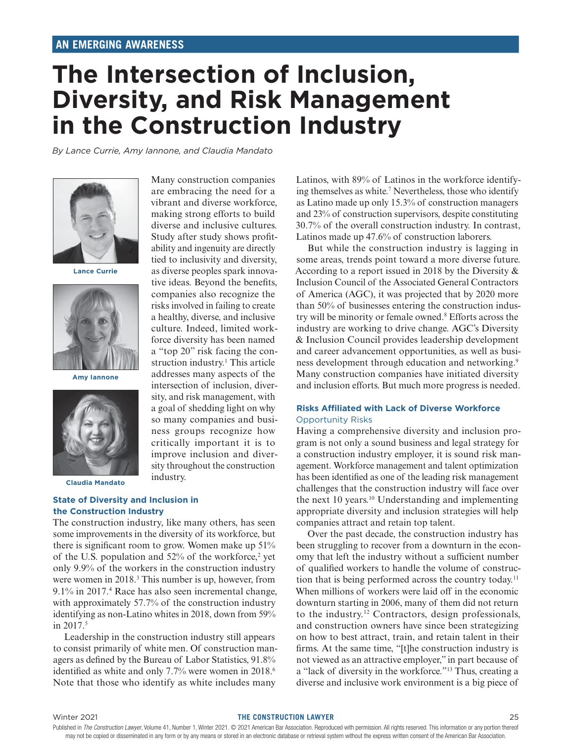AN EMERGING AWARENESS

# The Intersection of Inclusion, Diversity, and Risk Management in the Construction Industry

*By Lance Currie, Amy Iannone, and Claudia Mandato*

Lance Currie

Amy Iannone

Claudia Mandato

Many construction companies are embracing the need for a vibrant and diverse workforce, making strong efforts to build diverse and inclusive cultures. Study after study shows profitability and ingenuity are directly tied to inclusivity and diversity, as diverse peoples spark innovative ideas. Beyond the benefits, companies also recognize the risks involved in failing to create a healthy, diverse, and inclusive culture. Indeed, limited workforce diversity has been named a "top 20" risk facing the construction industry.[1] This article addresses many aspects of the intersection of inclusion, diversity, and risk management, with a goal of shedding light on why so many companies and business groups recognize how critically important it is to improve inclusion and diversity throughout the construction industry.

## State of Diversity and Inclusion in the Construction Industry

The construction industry, like many others, has seen some improvements in the diversity of its workforce, but there is significant room to grow. Women make up 51% of the U.S. population and 52% of the workforce,[2] yet only 9.9% of the workers in the construction industry were women in 2018.[3] This number is up, however, from 9.1% in 2017.[4] Race has also seen incremental change, with approximately 57.7% of the construction industry identifying as non-Latino whites in 2018, down from 59% in 2017.[5]

Leadership in the construction industry still appears to consist primarily of white men. Of construction managers as defined by the Bureau of Labor Statistics, 91.8% identified as white and only 7.7% were women in 2018.[6] Note that those who identify as white includes many Latinos, with 89% of Latinos in the workforce identifying themselves as white.[7] Nevertheless, those who identify as Latino made up only 15.3% of construction managers and 23% of construction supervisors, despite constituting 30.7% of the overall construction industry. In contrast, Latinos made up 47.6% of construction laborers.

But while the construction industry is lagging in some areas, trends point toward a more diverse future. According to a report issued in 2018 by the Diversity & Inclusion Council of the Associated General Contractors of America (AGC), it was projected that by 2020 more than 50% of businesses entering the construction industry will be minority or female owned.[8] Efforts across the industry are working to drive change. AGC's Diversity & Inclusion Council provides leadership development and career advancement opportunities, as well as business development through education and networking.[9] Many construction companies have initiated diversity and inclusion efforts. But much more progress is needed.

## Risks Affiliated with Lack of Diverse Workforce

### Opportunity Risks

Having a comprehensive diversity and inclusion program is not only a sound business and legal strategy for a construction industry employer, it is sound risk management. Workforce management and talent optimization has been identified as one of the leading risk management challenges that the construction industry will face over the next 10 years.[10] Understanding and implementing appropriate diversity and inclusion strategies will help companies attract and retain top talent.

Over the past decade, the construction industry has been struggling to recover from a downturn in the economy that left the industry without a sufficient number of qualified workers to handle the volume of construction that is being performed across the country today.[11] When millions of workers were laid off in the economic downturn starting in 2006, many of them did not return to the industry.[12] Contractors, design professionals, and construction owners have since been strategizing on how to best attract, train, and retain talent in their firms. At the same time, "[t]he construction industry is not viewed as an attractive employer," in part because of a "lack of diversity in the workforce."[13] Thus, creating a diverse and inclusive work environment is a big piece of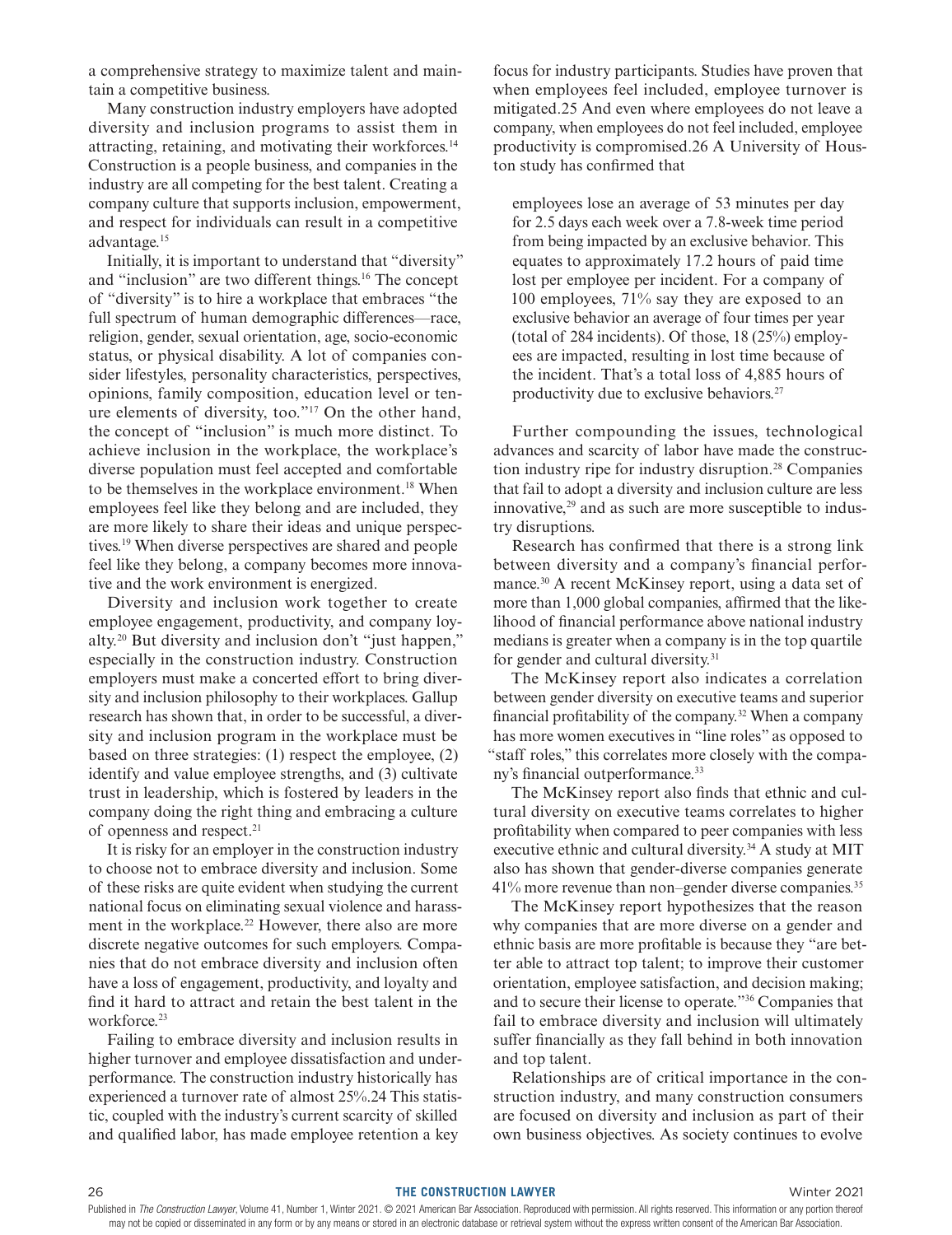a comprehensive strategy to maximize talent and maintain a competitive business.

Many construction industry employers have adopted diversity and inclusion programs to assist them in attracting, retaining, and motivating their workforces.[14] Construction is a people business, and companies in the industry are all competing for the best talent. Creating a company culture that supports inclusion, empowerment, and respect for individuals can result in a competitive advantage.[15]

Initially, it is important to understand that "diversity" and "inclusion" are two different things.[16] The concept of "diversity" is to hire a workplace that embraces "the full spectrum of human demographic differences—race, religion, gender, sexual orientation, age, socio-economic status, or physical disability. A lot of companies consider lifestyles, personality characteristics, perspectives, opinions, family composition, education level or tenure elements of diversity, too."[17] On the other hand, the concept of "inclusion" is much more distinct. To achieve inclusion in the workplace, the workplace's diverse population must feel accepted and comfortable to be themselves in the workplace environment.[18] When employees feel like they belong and are included, they are more likely to share their ideas and unique perspectives.[19] When diverse perspectives are shared and people feel like they belong, a company becomes more innovative and the work environment is energized.

Diversity and inclusion work together to create employee engagement, productivity, and company loyalty.[20] But diversity and inclusion don't "just happen," especially in the construction industry. Construction employers must make a concerted effort to bring diversity and inclusion philosophy to their workplaces. Gallup research has shown that, in order to be successful, a diversity and inclusion program in the workplace must be based on three strategies: (1) respect the employee, (2) identify and value employee strengths, and (3) cultivate trust in leadership, which is fostered by leaders in the company doing the right thing and embracing a culture of openness and respect.[21]

It is risky for an employer in the construction industry to choose not to embrace diversity and inclusion. Some of these risks are quite evident when studying the current national focus on eliminating sexual violence and harassment in the workplace.[22] However, there also are more discrete negative outcomes for such employers. Companies that do not embrace diversity and inclusion often have a loss of engagement, productivity, and loyalty and find it hard to attract and retain the best talent in the workforce.[23]

Failing to embrace diversity and inclusion results in higher turnover and employee dissatisfaction and underperformance. The construction industry historically has experienced a turnover rate of almost 25%.[24] This statistic, coupled with the industry's current scarcity of skilled and qualified labor, has made employee retention a key focus for industry participants. Studies have proven that when employees feel included, employee turnover is mitigated.[25] And even where employees do not leave a company, when employees do not feel included, employee productivity is compromised.[26] A University of Houston study has confirmed that

> employees lose an average of 53 minutes per day for 2.5 days each week over a 7.8-week time period from being impacted by an exclusive behavior. This equates to approximately 17.2 hours of paid time lost per employee per incident. For a company of 100 employees, 71% say they are exposed to an exclusive behavior an average of four times per year (total of 284 incidents). Of those, 18 (25%) employees are impacted, resulting in lost time because of the incident. That's a total loss of 4,885 hours of productivity due to exclusive behaviors.[27]

Further compounding the issues, technological advances and scarcity of labor have made the construction industry ripe for industry disruption.[28] Companies that fail to adopt a diversity and inclusion culture are less innovative,[29] and as such are more susceptible to industry disruptions.

Research has confirmed that there is a strong link between diversity and a company's financial performance.[30] A recent McKinsey report, using a data set of more than 1,000 global companies, affirmed that the likelihood of financial performance above national industry medians is greater when a company is in the top quartile for gender and cultural diversity.[31]

The McKinsey report also indicates a correlation between gender diversity on executive teams and superior financial profitability of the company.[32] When a company has more women executives in "line roles" as opposed to "staff roles," this correlates more closely with the company's financial outperformance.[33]

The McKinsey report also finds that ethnic and cultural diversity on executive teams correlates to higher profitability when compared to peer companies with less executive ethnic and cultural diversity.[34] A study at MIT also has shown that gender-diverse companies generate 41% more revenue than non–gender diverse companies.[35]

The McKinsey report hypothesizes that the reason why companies that are more diverse on a gender and ethnic basis are more profitable is because they "are better able to attract top talent; to improve their customer orientation, employee satisfaction, and decision making; and to secure their license to operate."[36] Companies that fail to embrace diversity and inclusion will ultimately suffer financially as they fall behind in both innovation and top talent.

Relationships are of critical importance in the construction industry, and many construction consumers are focused on diversity and inclusion as part of their own business objectives. As society continues to evolve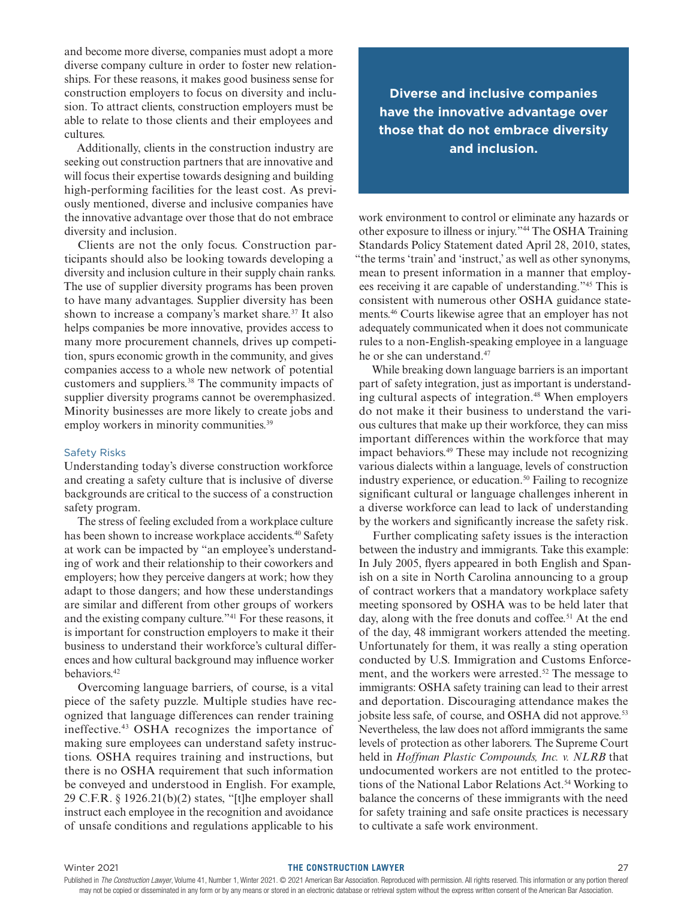and become more diverse, companies must adopt a more diverse company culture in order to foster new relationships. For these reasons, it makes good business sense for construction employers to focus on diversity and inclusion. To attract clients, construction employers must be able to relate to those clients and their employees and cultures.

Additionally, clients in the construction industry are seeking out construction partners that are innovative and will focus their expertise towards designing and building high-performing facilities for the least cost. As previously mentioned, diverse and inclusive companies have the innovative advantage over those that do not embrace diversity and inclusion.

Clients are not the only focus. Construction participants should also be looking towards developing a diversity and inclusion culture in their supply chain ranks. The use of supplier diversity programs has been proven to have many advantages. Supplier diversity has been shown to increase a company's market share.[37] It also helps companies be more innovative, provides access to many more procurement channels, drives up competition, spurs economic growth in the community, and gives companies access to a whole new network of potential customers and suppliers.[38] The community impacts of supplier diversity programs cannot be overemphasized. Minority businesses are more likely to create jobs and employ workers in minority communities.[39]

### Safety Risks

Understanding today's diverse construction workforce and creating a safety culture that is inclusive of diverse backgrounds are critical to the success of a construction safety program.

The stress of feeling excluded from a workplace culture has been shown to increase workplace accidents.[40] Safety at work can be impacted by "an employee's understanding of work and their relationship to their coworkers and employers; how they perceive dangers at work; how they adapt to those dangers; and how these understandings are similar and different from other groups of workers and the existing company culture."[41] For these reasons, it is important for construction employers to make it their business to understand their workforce's cultural differences and how cultural background may influence worker behaviors.[42]

Overcoming language barriers, of course, is a vital piece of the safety puzzle. Multiple studies have recognized that language differences can render training ineffective.[43] OSHA recognizes the importance of making sure employees can understand safety instructions. OSHA requires training and instructions, but there is no OSHA requirement that such information be conveyed and understood in English. For example, 29 C.F.R. § 1926.21(b)(2) states, "[t]he employer shall instruct each employee in the recognition and avoidance of unsafe conditions and regulations applicable to his work environment to control or eliminate any hazards or other exposure to illness or injury."[44] The OSHA Training Standards Policy Statement dated April 28, 2010, states, "the terms 'train' and 'instruct,' as well as other synonyms, mean to present information in a manner that employees receiving it are capable of understanding."[45] This is consistent with numerous other OSHA guidance statements.[46] Courts likewise agree that an employer has not adequately communicated when it does not communicate rules to a non-English-speaking employee in a language he or she can understand.[47]

**Diverse and inclusive companies have the innovative advantage over those that do not embrace diversity and inclusion.**

While breaking down language barriers is an important part of safety integration, just as important is understanding cultural aspects of integration.[48] When employers do not make it their business to understand the various cultures that make up their workforce, they can miss important differences within the workforce that may impact behaviors.[49] These may include not recognizing various dialects within a language, levels of construction industry experience, or education.[50] Failing to recognize significant cultural or language challenges inherent in a diverse workforce can lead to lack of understanding by the workers and significantly increase the safety risk.

Further complicating safety issues is the interaction between the industry and immigrants. Take this example: In July 2005, flyers appeared in both English and Spanish on a site in North Carolina announcing to a group of contract workers that a mandatory workplace safety meeting sponsored by OSHA was to be held later that day, along with the free donuts and coffee.[51] At the end of the day, 48 immigrant workers attended the meeting. Unfortunately for them, it was really a sting operation conducted by U.S. Immigration and Customs Enforcement, and the workers were arrested.[52] The message to immigrants: OSHA safety training can lead to their arrest and deportation. Discouraging attendance makes the jobsite less safe, of course, and OSHA did not approve.[53] Nevertheless, the law does not afford immigrants the same levels of protection as other laborers. The Supreme Court held in *Hoffman Plastic Compounds, Inc. v. NLRB* that undocumented workers are not entitled to the protections of the National Labor Relations Act.[54] Working to balance the concerns of these immigrants with the need for safety training and safe onsite practices is necessary to cultivate a safe work environment.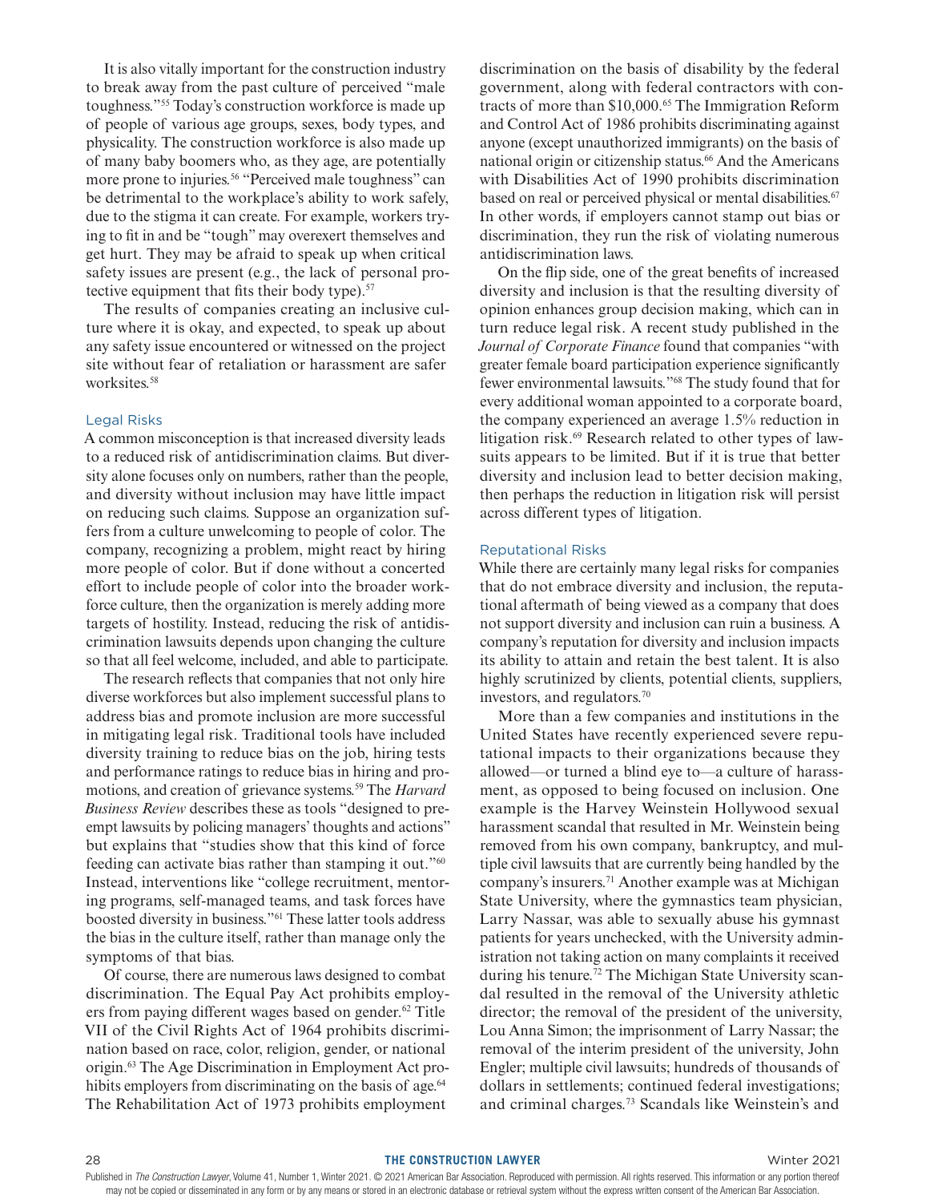It is also vitally important for the construction industry to break away from the past culture of perceived "male toughness."[55] Today's construction workforce is made up of people of various age groups, sexes, body types, and physicality. The construction workforce is also made up of many baby boomers who, as they age, are potentially more prone to injuries.[56] "Perceived male toughness" can be detrimental to the workplace's ability to work safely, due to the stigma it can create. For example, workers trying to fit in and be "tough" may overexert themselves and get hurt. They may be afraid to speak up when critical safety issues are present (e.g., the lack of personal protective equipment that fits their body type).[57]

The results of companies creating an inclusive culture where it is okay, and expected, to speak up about any safety issue encountered or witnessed on the project site without fear of retaliation or harassment are safer worksites.[58]

### Legal Risks

A common misconception is that increased diversity leads to a reduced risk of antidiscrimination claims. But diversity alone focuses only on numbers, rather than the people, and diversity without inclusion may have little impact on reducing such claims. Suppose an organization suffers from a culture unwelcoming to people of color. The company, recognizing a problem, might react by hiring more people of color. But if done without a concerted effort to include people of color into the broader workforce culture, then the organization is merely adding more targets of hostility. Instead, reducing the risk of antidiscrimination lawsuits depends upon changing the culture so that all feel welcome, included, and able to participate.

The research reflects that companies that not only hire diverse workforces but also implement successful plans to address bias and promote inclusion are more successful in mitigating legal risk. Traditional tools have included diversity training to reduce bias on the job, hiring tests and performance ratings to reduce bias in hiring and promotions, and creation of grievance systems.[59] The *Harvard Business Review* describes these as tools "designed to preempt lawsuits by policing managers' thoughts and actions" but explains that "studies show that this kind of force feeding can activate bias rather than stamping it out."[60] Instead, interventions like "college recruitment, mentoring programs, self-managed teams, and task forces have boosted diversity in business."[61] These latter tools address the bias in the culture itself, rather than manage only the symptoms of that bias.

Of course, there are numerous laws designed to combat discrimination. The Equal Pay Act prohibits employers from paying different wages based on gender.[62] Title VII of the Civil Rights Act of 1964 prohibits discrimination based on race, color, religion, gender, or national origin.[63] The Age Discrimination in Employment Act prohibits employers from discriminating on the basis of age.[64] The Rehabilitation Act of 1973 prohibits employment discrimination on the basis of disability by the federal government, along with federal contractors with contracts of more than $10,000.[65] The Immigration Reform and Control Act of 1986 prohibits discriminating against anyone (except unauthorized immigrants) on the basis of national origin or citizenship status.[66] And the Americans with Disabilities Act of 1990 prohibits discrimination based on real or perceived physical or mental disabilities.[67] In other words, if employers cannot stamp out bias or discrimination, they run the risk of violating numerous antidiscrimination laws.

On the flip side, one of the great benefits of increased diversity and inclusion is that the resulting diversity of opinion enhances group decision making, which can in turn reduce legal risk. A recent study published in the *Journal of Corporate Finance* found that companies "with greater female board participation experience significantly fewer environmental lawsuits."[68] The study found that for every additional woman appointed to a corporate board, the company experienced an average 1.5% reduction in litigation risk.[69] Research related to other types of lawsuits appears to be limited. But if it is true that better diversity and inclusion lead to better decision making, then perhaps the reduction in litigation risk will persist across different types of litigation.

### Reputational Risks

While there are certainly many legal risks for companies that do not embrace diversity and inclusion, the reputational aftermath of being viewed as a company that does not support diversity and inclusion can ruin a business. A company's reputation for diversity and inclusion impacts its ability to attain and retain the best talent. It is also highly scrutinized by clients, potential clients, suppliers, investors, and regulators.[70]

More than a few companies and institutions in the United States have recently experienced severe reputational impacts to their organizations because they allowed—or turned a blind eye to—a culture of harassment, as opposed to being focused on inclusion. One example is the Harvey Weinstein Hollywood sexual harassment scandal that resulted in Mr. Weinstein being removed from his own company, bankruptcy, and multiple civil lawsuits that are currently being handled by the company's insurers.[71] Another example was at Michigan State University, where the gymnastics team physician, Larry Nassar, was able to sexually abuse his gymnast patients for years unchecked, with the University administration not taking action on many complaints it received during his tenure.[72] The Michigan State University scandal resulted in the removal of the University athletic director; the removal of the president of the university, Lou Anna Simon; the imprisonment of Larry Nassar; the removal of the interim president of the university, John Engler; multiple civil lawsuits; hundreds of thousands of dollars in settlements; continued federal investigations; and criminal charges.[73] Scandals like Weinstein's and

Published in *The Construction Lawyer*, Volume 41, Number 1, Winter 2021. © 2021 American Bar Association. Reproduced with permission. All rights reserved. This information or any portion thereof may not be copied or disseminated in any form or by any means or stored in an electronic database or retrieval system without the express written consent of the American Bar Association.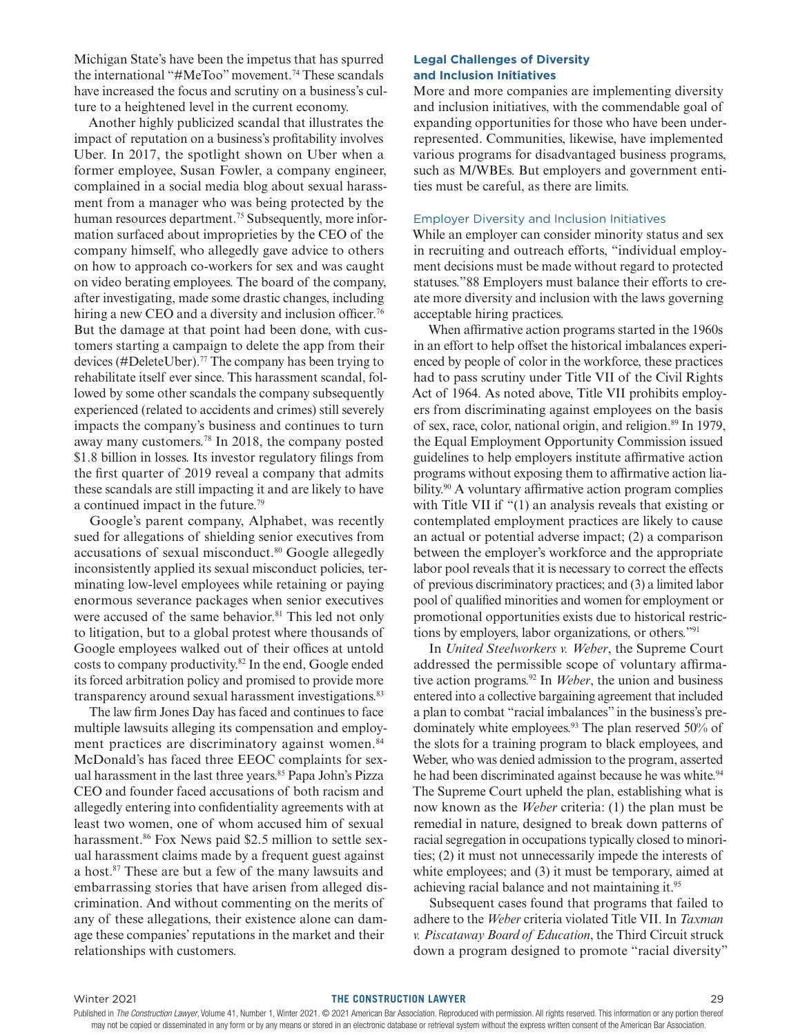Michigan State's have been the impetus that has spurred the international "#MeToo" movement.[74] These scandals have increased the focus and scrutiny on a business's culture to a heightened level in the current economy.

Another highly publicized scandal that illustrates the impact of reputation on a business's profitability involves Uber. In 2017, the spotlight shown on Uber when a former employee, Susan Fowler, a company engineer, complained in a social media blog about sexual harassment from a manager who was being protected by the human resources department.[75] Subsequently, more information surfaced about improprieties by the CEO of the company himself, who allegedly gave advice to others on how to approach co-workers for sex and was caught on video berating employees. The board of the company, after investigating, made some drastic changes, including hiring a new CEO and a diversity and inclusion officer.[76] But the damage at that point had been done, with customers starting a campaign to delete the app from their devices (#DeleteUber).[77] The company has been trying to rehabilitate itself ever since. This harassment scandal, followed by some other scandals the company subsequently experienced (related to accidents and crimes) still severely impacts the company's business and continues to turn away many customers.[78] In 2018, the company posted $1.8 billion in losses. Its investor regulatory filings from the first quarter of 2019 reveal a company that admits these scandals are still impacting it and are likely to have a continued impact in the future.[79]

Google's parent company, Alphabet, was recently sued for allegations of shielding senior executives from accusations of sexual misconduct.[80] Google allegedly inconsistently applied its sexual misconduct policies, terminating low-level employees while retaining or paying enormous severance packages when senior executives were accused of the same behavior.[81] This led not only to litigation, but to a global protest where thousands of Google employees walked out of their offices at untold costs to company productivity.[82] In the end, Google ended its forced arbitration policy and promised to provide more transparency around sexual harassment investigations.[83]

The law firm Jones Day has faced and continues to face multiple lawsuits alleging its compensation and employment practices are discriminatory against women.[84] McDonald's has faced three EEOC complaints for sexual harassment in the last three years.[85] Papa John's Pizza CEO and founder faced accusations of both racism and allegedly entering into confidentiality agreements with at least two women, one of whom accused him of sexual harassment.[86] Fox News paid $2.5 million to settle sexual harassment claims made by a frequent guest against a host.[87] These are but a few of the many lawsuits and embarrassing stories that have arisen from alleged discrimination. And without commenting on the merits of any of these allegations, their existence alone can damage these companies' reputations in the market and their relationships with customers.

## Legal Challenges of Diversity and Inclusion Initiatives

More and more companies are implementing diversity and inclusion initiatives, with the commendable goal of expanding opportunities for those who have been underrepresented. Communities, likewise, have implemented various programs for disadvantaged business programs, such as M/WBEs. But employers and government entities must be careful, as there are limits.

### Employer Diversity and Inclusion Initiatives

While an employer can consider minority status and sex in recruiting and outreach efforts, "individual employment decisions must be made without regard to protected statuses."88 Employers must balance their efforts to create more diversity and inclusion with the laws governing acceptable hiring practices.

When affirmative action programs started in the 1960s in an effort to help offset the historical imbalances experienced by people of color in the workforce, these practices had to pass scrutiny under Title VII of the Civil Rights Act of 1964. As noted above, Title VII prohibits employers from discriminating against employees on the basis of sex, race, color, national origin, and religion.[89] In 1979, the Equal Employment Opportunity Commission issued guidelines to help employers institute affirmative action programs without exposing them to affirmative action liability.[90] A voluntary affirmative action program complies with Title VII if "(1) an analysis reveals that existing or contemplated employment practices are likely to cause an actual or potential adverse impact; (2) a comparison between the employer's workforce and the appropriate labor pool reveals that it is necessary to correct the effects of previous discriminatory practices; and (3) a limited labor pool of qualified minorities and women for employment or promotional opportunities exists due to historical restrictions by employers, labor organizations, or others."[91]

In *United Steelworkers v. Weber*, the Supreme Court addressed the permissible scope of voluntary affirmative action programs.[92] In *Weber*, the union and business entered into a collective bargaining agreement that included a plan to combat "racial imbalances" in the business's predominately white employees.[93] The plan reserved 50% of the slots for a training program to black employees, and Weber, who was denied admission to the program, asserted he had been discriminated against because he was white.[94] The Supreme Court upheld the plan, establishing what is now known as the *Weber* criteria: (1) the plan must be remedial in nature, designed to break down patterns of racial segregation in occupations typically closed to minorities; (2) it must not unnecessarily impede the interests of white employees; and (3) it must be temporary, aimed at achieving racial balance and not maintaining it.[95]

Subsequent cases found that programs that failed to adhere to the *Weber* criteria violated Title VII. In *Taxman v. Piscataway Board of Education*, the Third Circuit struck down a program designed to promote "racial diversity"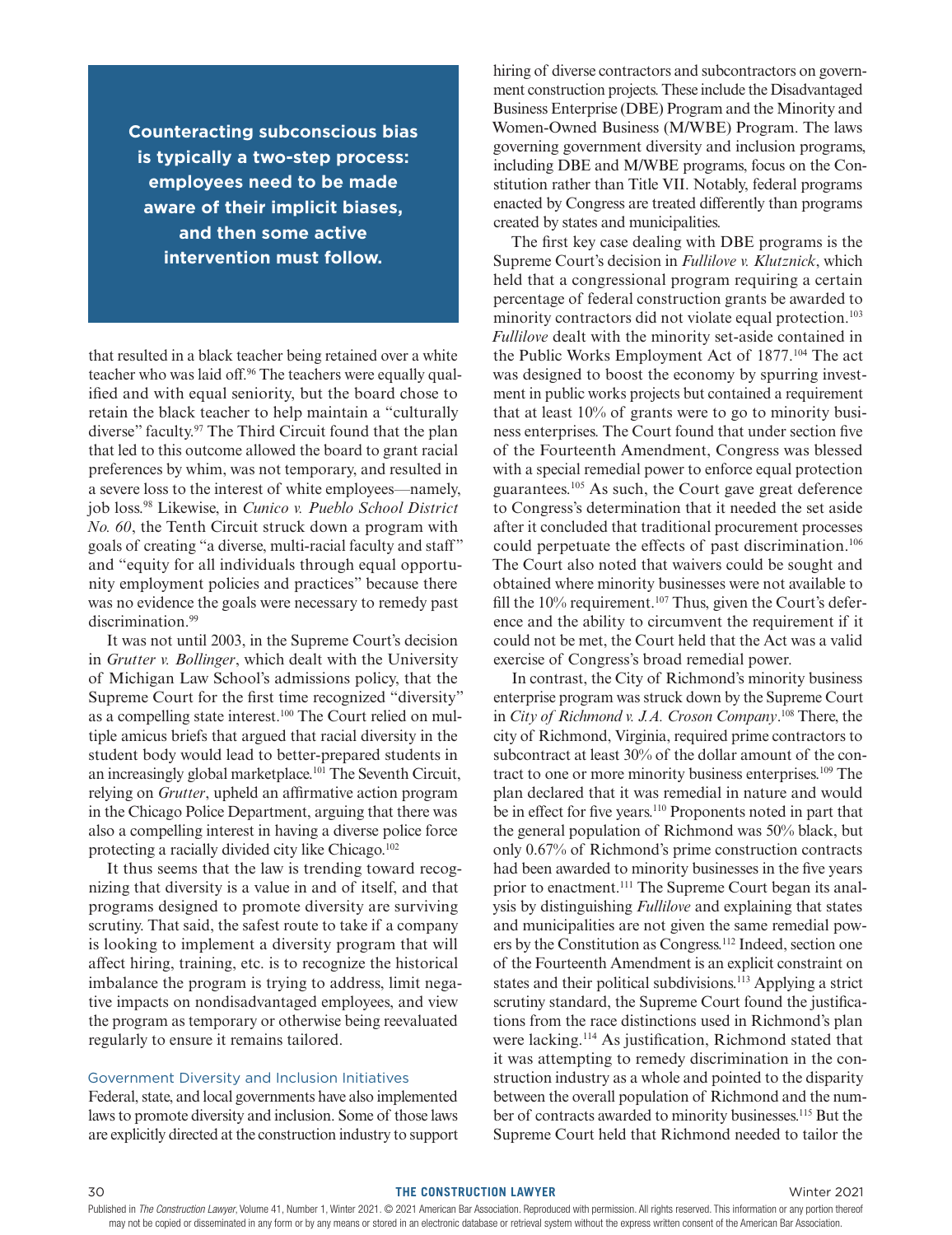> **Counteracting subconscious bias is typically a two-step process: employees need to be made aware of their implicit biases, and then some active intervention must follow.**

that resulted in a black teacher being retained over a white teacher who was laid off.[96] The teachers were equally qualified and with equal seniority, but the board chose to retain the black teacher to help maintain a "culturally diverse" faculty.[97] The Third Circuit found that the plan that led to this outcome allowed the board to grant racial preferences by whim, was not temporary, and resulted in a severe loss to the interest of white employees—namely, job loss.[98] Likewise, in *Cunico v. Pueblo School District No. 60*, the Tenth Circuit struck down a program with goals of creating "a diverse, multi-racial faculty and staff" and "equity for all individuals through equal opportunity employment policies and practices" because there was no evidence the goals were necessary to remedy past discrimination.[99]

It was not until 2003, in the Supreme Court's decision in *Grutter v. Bollinger*, which dealt with the University of Michigan Law School's admissions policy, that the Supreme Court for the first time recognized "diversity" as a compelling state interest.[100] The Court relied on multiple amicus briefs that argued that racial diversity in the student body would lead to better-prepared students in an increasingly global marketplace.[101] The Seventh Circuit, relying on *Grutter*, upheld an affirmative action program in the Chicago Police Department, arguing that there was also a compelling interest in having a diverse police force protecting a racially divided city like Chicago.[102]

It thus seems that the law is trending toward recognizing that diversity is a value in and of itself, and that programs designed to promote diversity are surviving scrutiny. That said, the safest route to take if a company is looking to implement a diversity program that will affect hiring, training, etc. is to recognize the historical imbalance the program is trying to address, limit negative impacts on nondisadvantaged employees, and view the program as temporary or otherwise being reevaluated regularly to ensure it remains tailored.

### Government Diversity and Inclusion Initiatives

Federal, state, and local governments have also implemented laws to promote diversity and inclusion. Some of those laws are explicitly directed at the construction industry to support hiring of diverse contractors and subcontractors on government construction projects. These include the Disadvantaged Business Enterprise (DBE) Program and the Minority and Women-Owned Business (M/WBE) Program. The laws governing government diversity and inclusion programs, including DBE and M/WBE programs, focus on the Constitution rather than Title VII. Notably, federal programs enacted by Congress are treated differently than programs created by states and municipalities.

The first key case dealing with DBE programs is the Supreme Court's decision in *Fullilove v. Klutznick*, which held that a congressional program requiring a certain percentage of federal construction grants be awarded to minority contractors did not violate equal protection.[103] *Fullilove* dealt with the minority set-aside contained in the Public Works Employment Act of 1877.[104] The act was designed to boost the economy by spurring investment in public works projects but contained a requirement that at least 10% of grants were to go to minority business enterprises. The Court found that under section five of the Fourteenth Amendment, Congress was blessed with a special remedial power to enforce equal protection guarantees.[105] As such, the Court gave great deference to Congress's determination that it needed the set aside after it concluded that traditional procurement processes could perpetuate the effects of past discrimination.[106] The Court also noted that waivers could be sought and obtained where minority businesses were not available to fill the 10% requirement.[107] Thus, given the Court's deference and the ability to circumvent the requirement if it could not be met, the Court held that the Act was a valid exercise of Congress's broad remedial power.

In contrast, the City of Richmond's minority business enterprise program was struck down by the Supreme Court in *City of Richmond v. J.A. Croson Company*.[108] There, the city of Richmond, Virginia, required prime contractors to subcontract at least 30% of the dollar amount of the contract to one or more minority business enterprises.[109] The plan declared that it was remedial in nature and would be in effect for five years.[110] Proponents noted in part that the general population of Richmond was 50% black, but only 0.67% of Richmond's prime construction contracts had been awarded to minority businesses in the five years prior to enactment.[111] The Supreme Court began its analysis by distinguishing *Fullilove* and explaining that states and municipalities are not given the same remedial powers by the Constitution as Congress.[112] Indeed, section one of the Fourteenth Amendment is an explicit constraint on states and their political subdivisions.[113] Applying a strict scrutiny standard, the Supreme Court found the justifications from the race distinctions used in Richmond's plan were lacking.[114] As justification, Richmond stated that it was attempting to remedy discrimination in the construction industry as a whole and pointed to the disparity between the overall population of Richmond and the number of contracts awarded to minority businesses.[115] But the Supreme Court held that Richmond needed to tailor the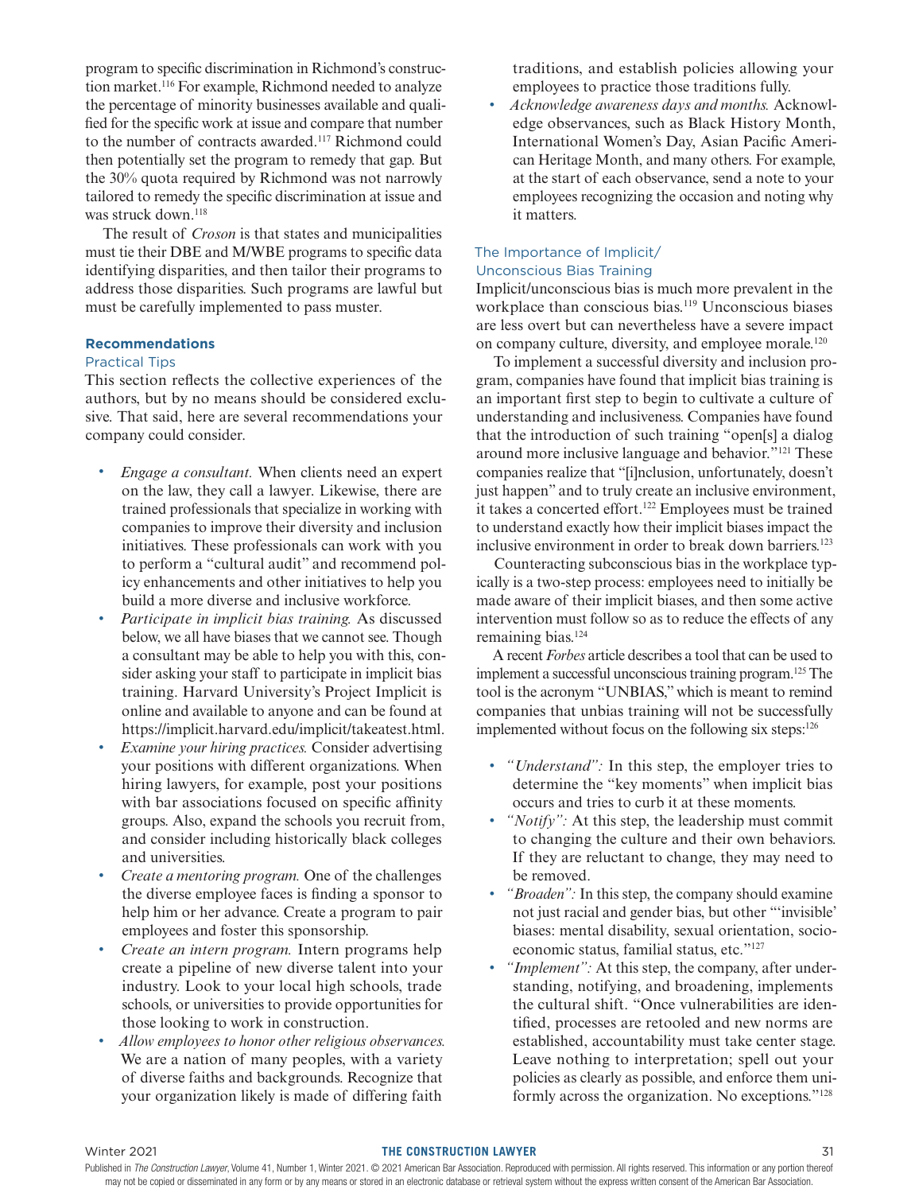program to specific discrimination in Richmond's construction market.[116] For example, Richmond needed to analyze the percentage of minority businesses available and qualified for the specific work at issue and compare that number to the number of contracts awarded.[117] Richmond could then potentially set the program to remedy that gap. But the 30% quota required by Richmond was not narrowly tailored to remedy the specific discrimination at issue and was struck down.[118]

The result of *Croson* is that states and municipalities must tie their DBE and M/WBE programs to specific data identifying disparities, and then tailor their programs to address those disparities. Such programs are lawful but must be carefully implemented to pass muster.

## Recommendations

### Practical Tips

This section reflects the collective experiences of the authors, but by no means should be considered exclusive. That said, here are several recommendations your company could consider.

- *Engage a consultant.* When clients need an expert on the law, they call a lawyer. Likewise, there are trained professionals that specialize in working with companies to improve their diversity and inclusion initiatives. These professionals can work with you to perform a "cultural audit" and recommend policy enhancements and other initiatives to help you build a more diverse and inclusive workforce.
- *Participate in implicit bias training.* As discussed below, we all have biases that we cannot see. Though a consultant may be able to help you with this, consider asking your staff to participate in implicit bias training. Harvard University's Project Implicit is online and available to anyone and can be found at https://implicit.harvard.edu/implicit/takeatest.html.
- *Examine your hiring practices.* Consider advertising your positions with different organizations. When hiring lawyers, for example, post your positions with bar associations focused on specific affinity groups. Also, expand the schools you recruit from, and consider including historically black colleges and universities.
- *Create a mentoring program.* One of the challenges the diverse employee faces is finding a sponsor to help him or her advance. Create a program to pair employees and foster this sponsorship.
- *Create an intern program.* Intern programs help create a pipeline of new diverse talent into your industry. Look to your local high schools, trade schools, or universities to provide opportunities for those looking to work in construction.
- *Allow employees to honor other religious observances.* We are a nation of many peoples, with a variety of diverse faiths and backgrounds. Recognize that your organization likely is made of differing faith traditions, and establish policies allowing your employees to practice those traditions fully.
- *Acknowledge awareness days and months.* Acknowledge observances, such as Black History Month, International Women's Day, Asian Pacific American Heritage Month, and many others. For example, at the start of each observance, send a note to your employees recognizing the occasion and noting why it matters.

### The Importance of Implicit/Unconscious Bias Training

Implicit/unconscious bias is much more prevalent in the workplace than conscious bias.[119] Unconscious biases are less overt but can nevertheless have a severe impact on company culture, diversity, and employee morale.[120]

To implement a successful diversity and inclusion program, companies have found that implicit bias training is an important first step to begin to cultivate a culture of understanding and inclusiveness. Companies have found that the introduction of such training "open[s] a dialog around more inclusive language and behavior."[121] These companies realize that "[i]nclusion, unfortunately, doesn't just happen" and to truly create an inclusive environment, it takes a concerted effort.[122] Employees must be trained to understand exactly how their implicit biases impact the inclusive environment in order to break down barriers.[123]

Counteracting subconscious bias in the workplace typically is a two-step process: employees need to initially be made aware of their implicit biases, and then some active intervention must follow so as to reduce the effects of any remaining bias.[124]

A recent *Forbes* article describes a tool that can be used to implement a successful unconscious training program.[125] The tool is the acronym "UNBIAS," which is meant to remind companies that unbias training will not be successfully implemented without focus on the following six steps:[126]

- *"Understand":* In this step, the employer tries to determine the "key moments" when implicit bias occurs and tries to curb it at these moments.
- *"Notify":* At this step, the leadership must commit to changing the culture and their own behaviors. If they are reluctant to change, they may need to be removed.
- *"Broaden":* In this step, the company should examine not just racial and gender bias, but other "'invisible' biases: mental disability, sexual orientation, socioeconomic status, familial status, etc."[127]
- *"Implement":* At this step, the company, after understanding, notifying, and broadening, implements the cultural shift. "Once vulnerabilities are identified, processes are retooled and new norms are established, accountability must take center stage. Leave nothing to interpretation; spell out your policies as clearly as possible, and enforce them uniformly across the organization. No exceptions."[128]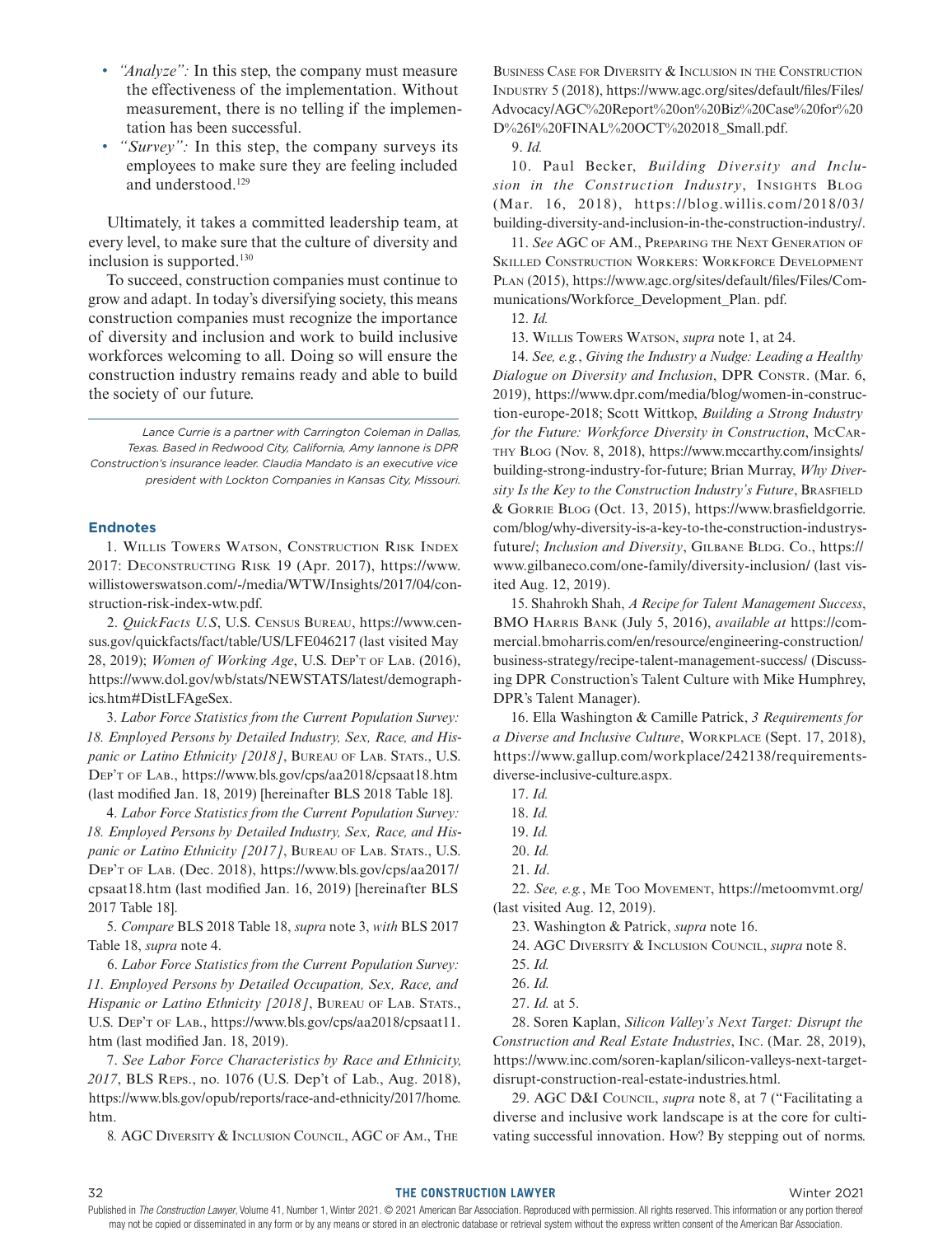- *"Analyze":* In this step, the company must measure the effectiveness of the implementation. Without measurement, there is no telling if the implementation has been successful.
- *"Survey":* In this step, the company surveys its employees to make sure they are feeling included and understood.[129]

Ultimately, it takes a committed leadership team, at every level, to make sure that the culture of diversity and inclusion is supported.[130]

To succeed, construction companies must continue to grow and adapt. In today's diversifying society, this means construction companies must recognize the importance of diversity and inclusion and work to build inclusive workforces welcoming to all. Doing so will ensure the construction industry remains ready and able to build the society of our future.

*Lance Currie is a partner with Carrington Coleman in Dallas, Texas. Based in Redwood City, California, Amy Iannone is DPR Construction's insurance leader. Claudia Mandato is an executive vice president with Lockton Companies in Kansas City, Missouri.*

## Endnotes

1. Willis Towers Watson, Construction Risk Index 2017: Deconstructing Risk 19 (Apr. 2017), https://www.willistowerswatson.com/-/media/WTW/Insights/2017/04/construction-risk-index-wtw.pdf.

2. *QuickFacts U.S*, U.S. Census Bureau, https://www.census.gov/quickfacts/fact/table/US/LFE046217 (last visited May 28, 2019); *Women of Working Age*, U.S. Dep't of Lab. (2016), https://www.dol.gov/wb/stats/NEWSTATS/latest/demographics.htm#DistLFAgeSex.

3. *Labor Force Statistics from the Current Population Survey: 18. Employed Persons by Detailed Industry, Sex, Race, and Hispanic or Latino Ethnicity [2018]*, Bureau of Lab. Stats., U.S. Dep't of Lab., https://www.bls.gov/cps/aa2018/cpsaat18.htm (last modified Jan. 18, 2019) [hereinafter BLS 2018 Table 18].

4. *Labor Force Statistics from the Current Population Survey: 18. Employed Persons by Detailed Industry, Sex, Race, and Hispanic or Latino Ethnicity [2017]*, Bureau of Lab. Stats., U.S. Dep't of Lab. (Dec. 2018), https://www.bls.gov/cps/aa2017/cpsaat18.htm (last modified Jan. 16, 2019) [hereinafter BLS 2017 Table 18].

5. *Compare* BLS 2018 Table 18, *supra* note 3, *with* BLS 2017 Table 18, *supra* note 4.

6. *Labor Force Statistics from the Current Population Survey: 11. Employed Persons by Detailed Occupation, Sex, Race, and Hispanic or Latino Ethnicity [2018]*, Bureau of Lab. Stats., U.S. Dep't of Lab., https://www.bls.gov/cps/aa2018/cpsaat11.htm (last modified Jan. 18, 2019).

7. *See Labor Force Characteristics by Race and Ethnicity, 2017*, BLS Reps., no. 1076 (U.S. Dep't of Lab., Aug. 2018), https://www.bls.gov/opub/reports/race-and-ethnicity/2017/home.htm.

8. AGC Diversity & Inclusion Council, AGC of Am., The Business Case for Diversity & Inclusion in the Construction Industry 5 (2018), https://www.agc.org/sites/default/files/Files/Advocacy/AGC%20Report%20on%20Biz%20Case%20for%20D%26I%20FINAL%20OCT%202018_Small.pdf.

9. *Id.*

10. Paul Becker, *Building Diversity and Inclusion in the Construction Industry*, Insights Blog (Mar. 16, 2018), https://blog.willis.com/2018/03/building-diversity-and-inclusion-in-the-construction-industry/.

11. *See* AGC of Am., Preparing the Next Generation of Skilled Construction Workers: Workforce Development Plan (2015), https://www.agc.org/sites/default/files/Files/Communications/Workforce_Development_Plan. pdf.

12. *Id.*

13. Willis Towers Watson, *supra* note 1, at 24.

14. *See, e.g.*, *Giving the Industry a Nudge: Leading a Healthy Dialogue on Diversity and Inclusion*, DPR Constr. (Mar. 6, 2019), https://www.dpr.com/media/blog/women-in-construction-europe-2018; Scott Wittkop, *Building a Strong Industry for the Future: Workforce Diversity in Construction*, McCarthy Blog (Nov. 8, 2018), https://www.mccarthy.com/insights/building-strong-industry-for-future; Brian Murray, *Why Diversity Is the Key to the Construction Industry's Future*, Brasfield & Gorrie Blog (Oct. 13, 2015), https://www.brasfieldgorrie.com/blog/why-diversity-is-a-key-to-the-construction-industrys-future/; *Inclusion and Diversity*, Gilbane Bldg. Co., https://www.gilbaneco.com/one-family/diversity-inclusion/ (last visited Aug. 12, 2019).

15. Shahrokh Shah, *A Recipe for Talent Management Success*, BMO Harris Bank (July 5, 2016), *available at* https://commercial.bmoharris.com/en/resource/engineering-construction/business-strategy/recipe-talent-management-success/ (Discussing DPR Construction's Talent Culture with Mike Humphrey, DPR's Talent Manager).

16. Ella Washington & Camille Patrick, *3 Requirements for a Diverse and Inclusive Culture*, Workplace (Sept. 17, 2018), https://www.gallup.com/workplace/242138/requirements-diverse-inclusive-culture.aspx.

17. *Id.*

18. *Id.*

19. *Id.*

20. *Id.*

21. *Id*.

22. *See, e.g.*, Me Too Movement, https://metoomvmt.org/ (last visited Aug. 12, 2019).

23. Washington & Patrick, *supra* note 16.

24. AGC Diversity & Inclusion Council, *supra* note 8.

25. *Id.*

26. *Id.*

27. *Id.* at 5.

28. Soren Kaplan, *Silicon Valley's Next Target: Disrupt the Construction and Real Estate Industries*, Inc. (Mar. 28, 2019), https://www.inc.com/soren-kaplan/silicon-valleys-next-target-disrupt-construction-real-estate-industries.html.

29. AGC D&I Council, *supra* note 8, at 7 ("Facilitating a diverse and inclusive work landscape is at the core for cultivating successful innovation. How? By stepping out of norms.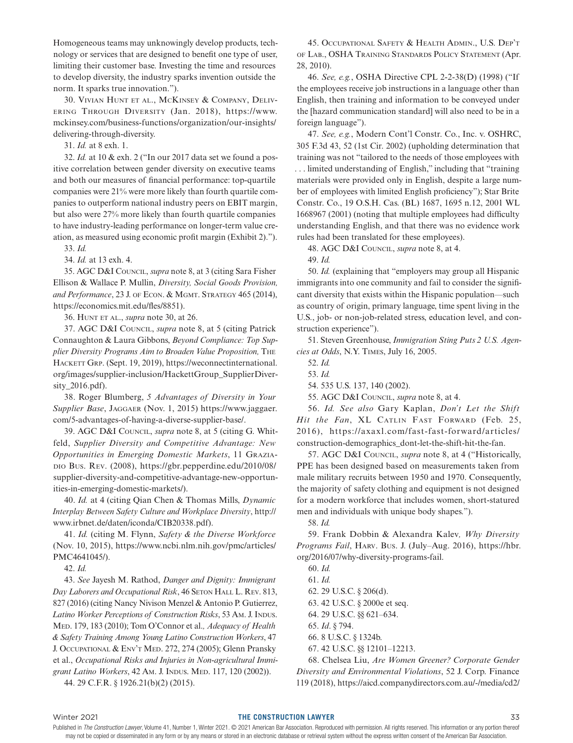Homogeneous teams may unknowingly develop products, technology or services that are designed to benefit one type of user, limiting their customer base. Investing the time and resources to develop diversity, the industry sparks invention outside the norm. It sparks true innovation.").

30. Vivian Hunt et al., McKinsey & Company, Delivering Through Diversity (Jan. 2018), https://www.mckinsey.com/business-functions/organization/our-insights/delivering-through-diversity.

31. *Id.* at 8 exh. 1.

32. *Id.* at 10 & exh. 2 ("In our 2017 data set we found a positive correlation between gender diversity on executive teams and both our measures of financial performance: top-quartile companies were 21% were more likely than fourth quartile companies to outperform national industry peers on EBIT margin, but also were 27% more likely than fourth quartile companies to have industry-leading performance on longer-term value creation, as measured using economic profit margin (Exhibit 2).").

33. *Id.*

34. *Id.* at 13 exh. 4.

35. AGC D&I Council, *supra* note 8, at 3 (citing Sara Fisher Ellison & Wallace P. Mullin, *Diversity, Social Goods Provision, and Performance*, 23 J. of Econ. & Mgmt. Strategy 465 (2014), https://economics.mit.edu/fles/8851).

36. Hunt et al., *supra* note 30, at 26.

37. AGC D&I Council, *supra* note 8, at 5 (citing Patrick Connaughton & Laura Gibbons, *Beyond Compliance: Top Supplier Diversity Programs Aim to Broaden Value Proposition,* The Hackett Grp. (Sept. 19, 2019), https://weconnectinternational.org/images/supplier-inclusion/HackettGroup_SupplierDiversity_2016.pdf).

38. Roger Blumberg, *5 Advantages of Diversity in Your Supplier Base*, Jaggaer (Nov. 1, 2015) https://www.jaggaer.com/5-advantages-of-having-a-diverse-supplier-base/.

39. AGC D&I Council, *supra* note 8, at 5 (citing G. Whitfeld, *Supplier Diversity and Competitive Advantage: New Opportunities in Emerging Domestic Markets*, 11 Graziadio Bus. Rev. (2008), https://gbr.pepperdine.edu/2010/08/supplier-diversity-and-competitive-advantage-new-opportunities-in-emerging-domestic-markets/).

40. *Id.* at 4 (citing Qian Chen & Thomas Mills, *Dynamic Interplay Between Safety Culture and Workplace Diversity*, http://www.irbnet.de/daten/iconda/CIB20338.pdf).

41. *Id.* (citing M. Flynn, *Safety & the Diverse Workforce* (Nov. 10, 2015), https://www.ncbi.nlm.nih.gov/pmc/articles/PMC4641045/).

42. *Id.*

43. *See* Jayesh M. Rathod, *Danger and Dignity: Immigrant Day Laborers and Occupational Risk*, 46 Seton Hall L. Rev. 813, 827 (2016) (citing Nancy Nivison Menzel & Antonio P. Gutierrez, *Latino Worker Perceptions of Construction Risks*, 53 Am. J. Indus. Med. 179, 183 (2010); Tom O'Connor et al.*, Adequacy of Health & Safety Training Among Young Latino Construction Workers*, 47 J. Occupational & Env't Med. 272, 274 (2005); Glenn Pransky et al., *Occupational Risks and Injuries in Non-agricultural Immigrant Latino Workers*, 42 Am. J. Indus. Med. 117, 120 (2002)).

44. 29 C.F.R. § 1926.21(b)(2) (2015).

45. Occupational Safety & Health Admin., U.S. Dep't of Lab., OSHA Training Standards Policy Statement (Apr. 28, 2010).

46. *See, e.g.*, OSHA Directive CPL 2-2-38(D) (1998) ("If the employees receive job instructions in a language other than English, then training and information to be conveyed under the [hazard communication standard] will also need to be in a foreign language").

47. *See, e.g.*, Modern Cont'l Constr. Co., Inc. v. OSHRC, 305 F.3d 43, 52 (1st Cir. 2002) (upholding determination that training was not "tailored to the needs of those employees with . . . limited understanding of English," including that "training materials were provided only in English, despite a large number of employees with limited English proficiency"); Star Brite Constr. Co., 19 O.S.H. Cas. (BL) 1687, 1695 n.12, 2001 WL 1668967 (2001) (noting that multiple employees had difficulty understanding English, and that there was no evidence work rules had been translated for these employees).

48. AGC D&I Council, *supra* note 8, at 4.

49. *Id.*

50. *Id.* (explaining that "employers may group all Hispanic immigrants into one community and fail to consider the significant diversity that exists within the Hispanic population—such as country of origin, primary language, time spent living in the U.S., job- or non-job-related stress, education level, and construction experience").

51. Steven Greenhouse, *Immigration Sting Puts 2 U.S. Agencies at Odds*, N.Y. Times, July 16, 2005.

52. *Id.*

53. *Id.*

54. 535 U.S. 137, 140 (2002).

55. AGC D&I Council, *supra* note 8, at 4.

56. *Id. See also* Gary Kaplan, *Don't Let the Shift Hit the Fan*, XL Catlin Fast Forward (Feb. 25, 2016), https://axaxl.com/fast-fast-forward/articles/construction-demographics_dont-let-the-shift-hit-the-fan.

57. AGC D&I Council, *supra* note 8, at 4 ("Historically, PPE has been designed based on measurements taken from male military recruits between 1950 and 1970. Consequently, the majority of safety clothing and equipment is not designed for a modern workforce that includes women, short-statured men and individuals with unique body shapes.").

58. *Id.*

59. Frank Dobbin & Alexandra Kalev*, Why Diversity Programs Fail*, Harv. Bus. J. (July–Aug. 2016), https://hbr.org/2016/07/why-diversity-programs-fail.

60. *Id.*

61. *Id.*

62. 29 U.S.C. § 206(d).

63. 42 U.S.C. § 2000e et seq.

64. 29 U.S.C. §§ 621–634.

65. *Id*. § 794.

66. 8 U.S.C. § 1324b.

67. 42 U.S.C. §§ 12101–12213.

68. Chelsea Liu, *Are Women Greener? Corporate Gender Diversity and Environmental Violations*, 52 J. Corp. Finance 119 (2018), https://aicd.companydirectors.com.au/-/media/cd2/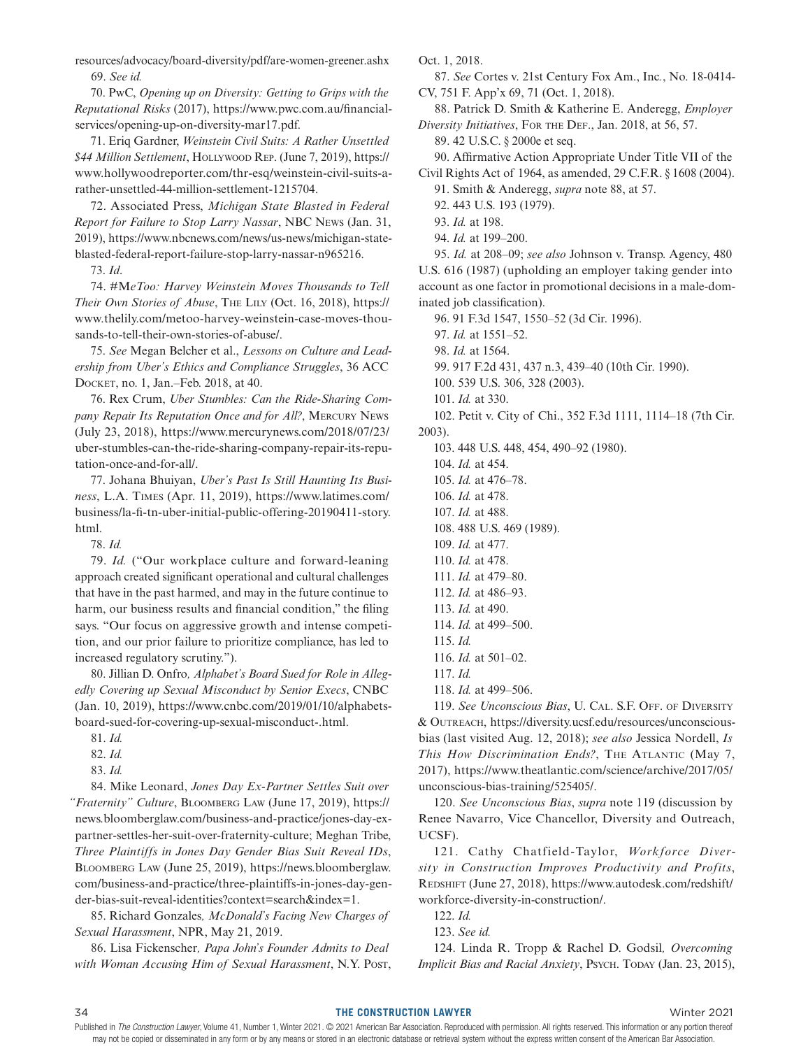resources/advocacy/board-diversity/pdf/are-women-greener.ashx

69. *See id.*

70. PwC, *Opening up on Diversity: Getting to Grips with the Reputational Risks* (2017), https://www.pwc.com.au/financial-services/opening-up-on-diversity-mar17.pdf.

71. Eriq Gardner, *Weinstein Civil Suits: A Rather Unsettled $44 Million Settlement*, Hollywood Rep. (June 7, 2019), https://www.hollywoodreporter.com/thr-esq/weinstein-civil-suits-a-rather-unsettled-44-million-settlement-1215704.

72. Associated Press, *Michigan State Blasted in Federal Report for Failure to Stop Larry Nassar*, NBC News (Jan. 31, 2019), https://www.nbcnews.com/news/us-news/michigan-state-blasted-federal-report-failure-stop-larry-nassar-n965216.

73. *Id*.

74. *#MeToo: Harvey Weinstein Moves Thousands to Tell Their Own Stories of Abuse*, The Lily (Oct. 16, 2018), https://www.thelily.com/metoo-harvey-weinstein-case-moves-thousands-to-tell-their-own-stories-of-abuse/.

75. *See* Megan Belcher et al., *Lessons on Culture and Leadership from Uber's Ethics and Compliance Struggles*, 36 ACC Docket, no. 1, Jan.–Feb. 2018, at 40.

76. Rex Crum, *Uber Stumbles: Can the Ride-Sharing Company Repair Its Reputation Once and for All?*, Mercury News (July 23, 2018), https://www.mercurynews.com/2018/07/23/uber-stumbles-can-the-ride-sharing-company-repair-its-reputation-once-and-for-all/.

77. Johana Bhuiyan, *Uber's Past Is Still Haunting Its Business*, L.A. Times (Apr. 11, 2019), https://www.latimes.com/business/la-fi-tn-uber-initial-public-offering-20190411-story.html.

78. *Id.*

79. *Id.* ("Our workplace culture and forward-leaning approach created significant operational and cultural challenges that have in the past harmed, and may in the future continue to harm, our business results and financial condition," the filing says. "Our focus on aggressive growth and intense competition, and our prior failure to prioritize compliance, has led to increased regulatory scrutiny.").

80. Jillian D. Onfro, *Alphabet's Board Sued for Role in Allegedly Covering up Sexual Misconduct by Senior Execs*, CNBC (Jan. 10, 2019), https://www.cnbc.com/2019/01/10/alphabets-board-sued-for-covering-up-sexual-misconduct-.html.

81. *Id.*

82. *Id.*

83. *Id.*

84. Mike Leonard, *Jones Day Ex-Partner Settles Suit over "Fraternity" Culture*, Bloomberg Law (June 17, 2019), https://news.bloomberglaw.com/business-and-practice/jones-day-ex-partner-settles-her-suit-over-fraternity-culture; Meghan Tribe, *Three Plaintiffs in Jones Day Gender Bias Suit Reveal IDs*, Bloomberg Law (June 25, 2019), https://news.bloomberglaw.com/business-and-practice/three-plaintiffs-in-jones-day-gender-bias-suit-reveal-identities?context=search&index=1.

85. Richard Gonzales*, McDonald's Facing New Charges of Sexual Harassment*, NPR, May 21, 2019.

86. Lisa Fickenscher*, Papa John's Founder Admits to Deal with Woman Accusing Him of Sexual Harassment*, N.Y. Post, Oct. 1, 2018.

87. *See* Cortes v. 21st Century Fox Am., Inc*.*, No. 18-0414-CV, 751 F. App'x 69, 71 (Oct. 1, 2018).

88. Patrick D. Smith & Katherine E. Anderegg, *Employer Diversity Initiatives*, For the Def., Jan. 2018, at 56, 57.

89. 42 U.S.C. § 2000e et seq.

90. Affirmative Action Appropriate Under Title VII of the Civil Rights Act of 1964, as amended, 29 C.F.R. § 1608 (2004).

91. Smith & Anderegg, *supra* note 88, at 57.

92. 443 U.S. 193 (1979).

93. *Id.* at 198.

94. *Id.* at 199–200.

95. *Id.* at 208–09; *see also* Johnson v. Transp. Agency, 480 U.S. 616 (1987) (upholding an employer taking gender into account as one factor in promotional decisions in a male-dominated job classification).

96. 91 F.3d 1547, 1550–52 (3d Cir. 1996).

97. *Id.* at 1551–52.

98. *Id.* at 1564.

99. 917 F.2d 431, 437 n.3, 439–40 (10th Cir. 1990).

100. 539 U.S. 306, 328 (2003).

101. *Id.* at 330.

102. Petit v. City of Chi., 352 F.3d 1111, 1114–18 (7th Cir. 2003).

103. 448 U.S. 448, 454, 490–92 (1980).

104. *Id.* at 454.

105. *Id.* at 476–78.

106. *Id.* at 478.

107. *Id.* at 488.

108. 488 U.S. 469 (1989).

109. *Id.* at 477.

110. *Id.* at 478.

111. *Id.* at 479–80.

112. *Id.* at 486–93.

113. *Id.* at 490.

114. *Id.* at 499–500.

115. *Id.*

116. *Id.* at 501–02.

117. *Id.*

118. *Id.* at 499–506.

119. *See Unconscious Bias*, U. Cal. S.F. Off. of Diversity & Outreach, https://diversity.ucsf.edu/resources/unconscious-bias (last visited Aug. 12, 2018); *see also* Jessica Nordell, *Is This How Discrimination Ends?*, The Atlantic (May 7, 2017), https://www.theatlantic.com/science/archive/2017/05/unconscious-bias-training/525405/.

120. *See Unconscious Bias*, *supra* note 119 (discussion by Renee Navarro, Vice Chancellor, Diversity and Outreach, UCSF).

121. Cathy Chatfield-Taylor, *Workforce Diversity in Construction Improves Productivity and Profits*, Redshift (June 27, 2018), https://www.autodesk.com/redshift/workforce-diversity-in-construction/.

122. *Id.*

123. *See id.*

124. Linda R. Tropp & Rachel D. Godsil*, Overcoming Implicit Bias and Racial Anxiety*, Psych. Today (Jan. 23, 2015),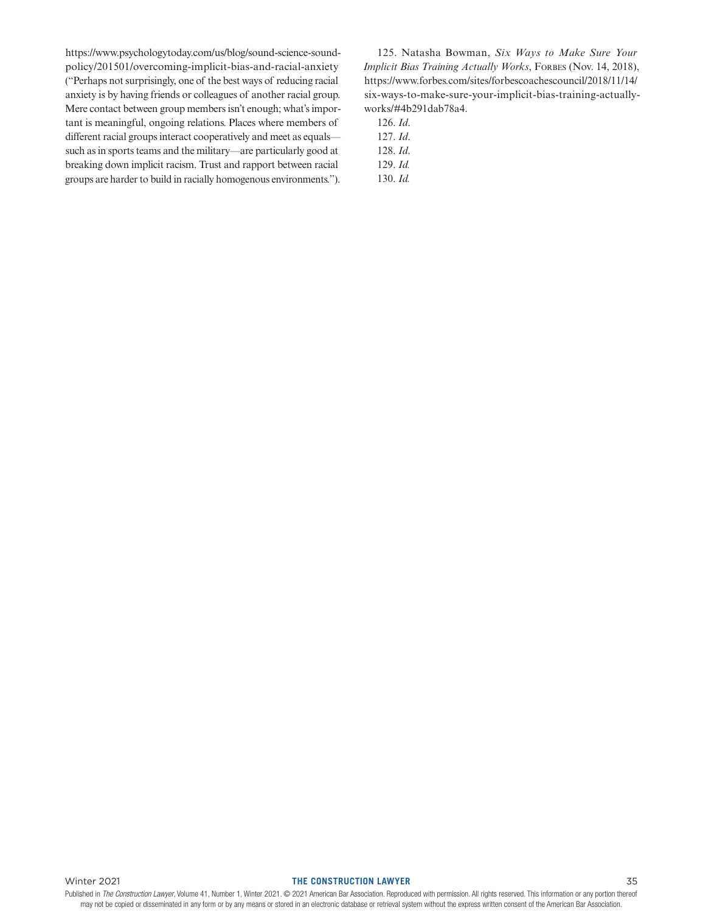https://www.psychologytoday.com/us/blog/sound-science-sound-policy/201501/overcoming-implicit-bias-and-racial-anxiety ("Perhaps not surprisingly, one of the best ways of reducing racial anxiety is by having friends or colleagues of another racial group. Mere contact between group members isn't enough; what's important is meaningful, ongoing relations. Places where members of different racial groups interact cooperatively and meet as equals—such as in sports teams and the military—are particularly good at breaking down implicit racism. Trust and rapport between racial groups are harder to build in racially homogenous environments.").

125. Natasha Bowman, *Six Ways to Make Sure Your Implicit Bias Training Actually Works*, Forbes (Nov. 14, 2018), https://www.forbes.com/sites/forbescoachescouncil/2018/11/14/six-ways-to-make-sure-your-implicit-bias-training-actually-works/#4b291dab78a4.

126. *Id*.

127. *Id*.

128. *Id*.

129. *Id.*

130. *Id.*

Published in *The Construction Lawyer*, Volume 41, Number 1, Winter 2021. © 2021 American Bar Association. Reproduced with permission. All rights reserved. This information or any portion thereof may not be copied or disseminated in any form or by any means or stored in an electronic database or retrieval system without the express written consent of the American Bar Association.